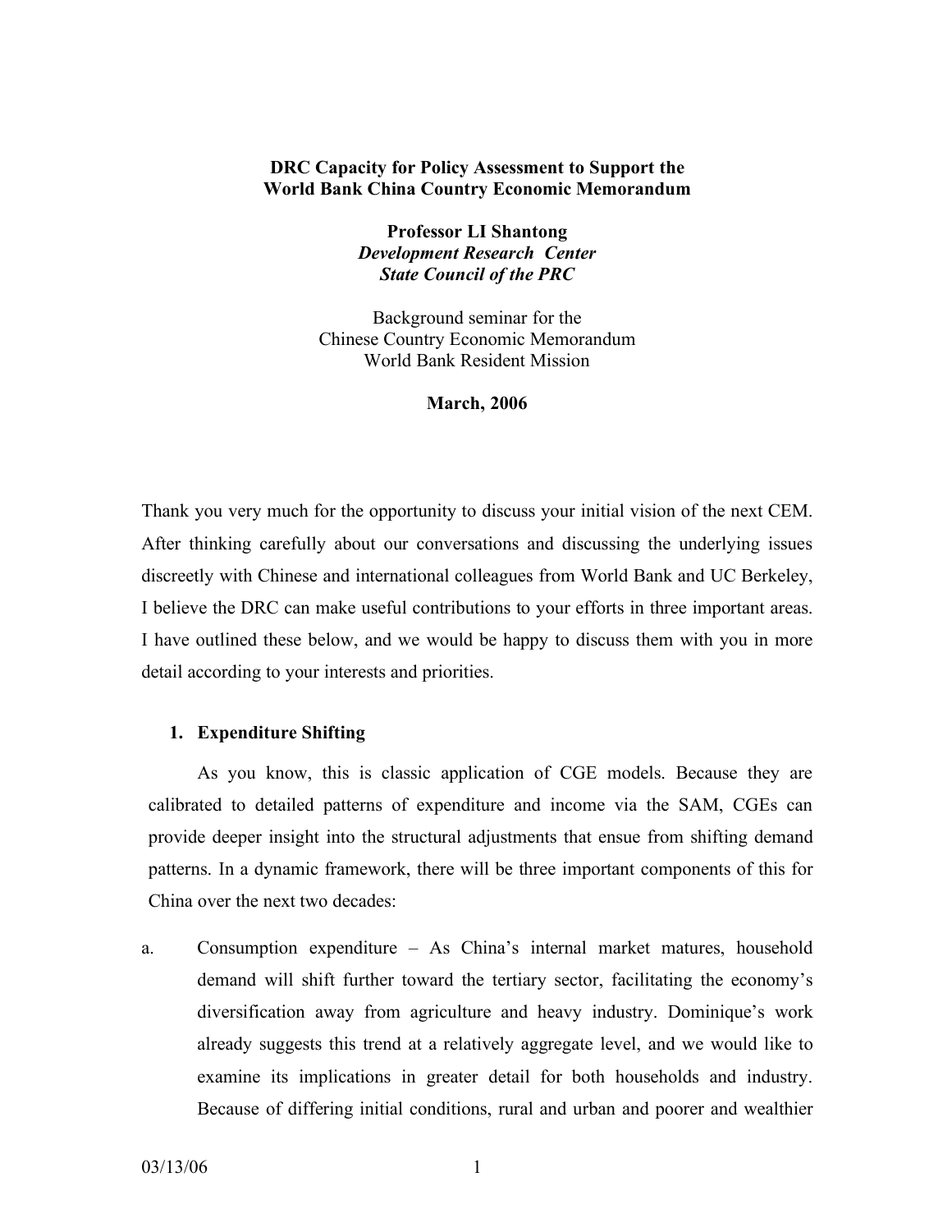**DRC Capacity for Policy Assessment to Support the World Bank China Country Economic Memorandum**

**Professor LI Shantong**
***Development Research Center***
***State Council of the PRC***

Background seminar for the
Chinese Country Economic Memorandum
World Bank Resident Mission

**March, 2006**

Thank you very much for the opportunity to discuss your initial vision of the next CEM. After thinking carefully about our conversations and discussing the underlying issues discreetly with Chinese and international colleagues from World Bank and UC Berkeley, I believe the DRC can make useful contributions to your efforts in three important areas. I have outlined these below, and we would be happy to discuss them with you in more detail according to your interests and priorities.

1. **Expenditure Shifting**

As you know, this is classic application of CGE models. Because they are calibrated to detailed patterns of expenditure and income via the SAM, CGEs can provide deeper insight into the structural adjustments that ensue from shifting demand patterns. In a dynamic framework, there will be three important components of this for China over the next two decades:

a. Consumption expenditure – As China's internal market matures, household demand will shift further toward the tertiary sector, facilitating the economy's diversification away from agriculture and heavy industry. Dominique's work already suggests this trend at a relatively aggregate level, and we would like to examine its implications in greater detail for both households and industry. Because of differing initial conditions, rural and urban and poorer and wealthier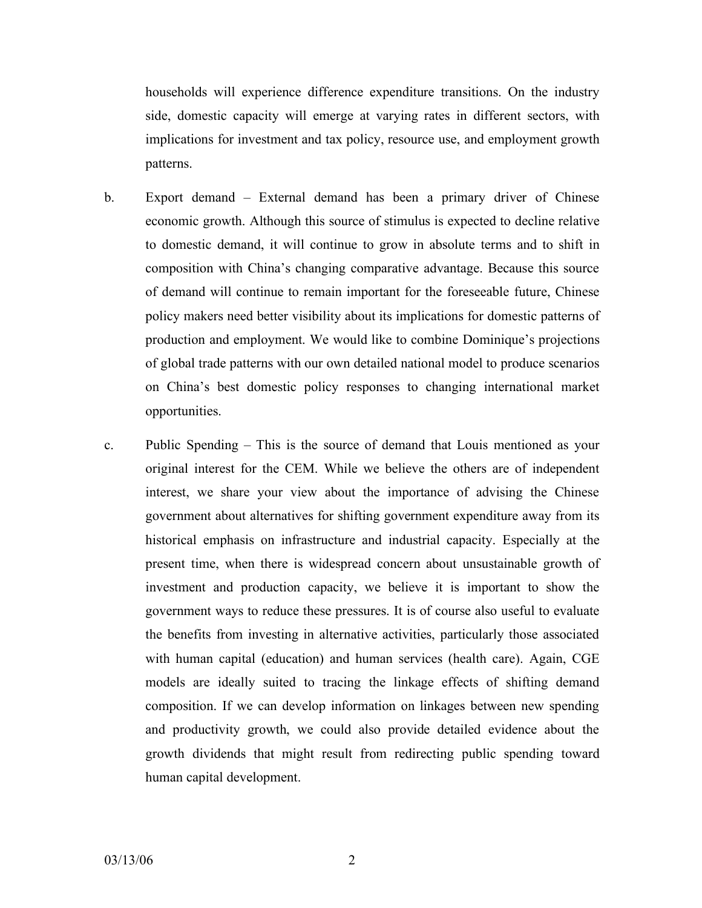households will experience difference expenditure transitions. On the industry side, domestic capacity will emerge at varying rates in different sectors, with implications for investment and tax policy, resource use, and employment growth patterns.

b. Export demand – External demand has been a primary driver of Chinese economic growth. Although this source of stimulus is expected to decline relative to domestic demand, it will continue to grow in absolute terms and to shift in composition with China's changing comparative advantage. Because this source of demand will continue to remain important for the foreseeable future, Chinese policy makers need better visibility about its implications for domestic patterns of production and employment. We would like to combine Dominique's projections of global trade patterns with our own detailed national model to produce scenarios on China's best domestic policy responses to changing international market opportunities.

c. Public Spending – This is the source of demand that Louis mentioned as your original interest for the CEM. While we believe the others are of independent interest, we share your view about the importance of advising the Chinese government about alternatives for shifting government expenditure away from its historical emphasis on infrastructure and industrial capacity. Especially at the present time, when there is widespread concern about unsustainable growth of investment and production capacity, we believe it is important to show the government ways to reduce these pressures. It is of course also useful to evaluate the benefits from investing in alternative activities, particularly those associated with human capital (education) and human services (health care). Again, CGE models are ideally suited to tracing the linkage effects of shifting demand composition. If we can develop information on linkages between new spending and productivity growth, we could also provide detailed evidence about the growth dividends that might result from redirecting public spending toward human capital development.

03/13/06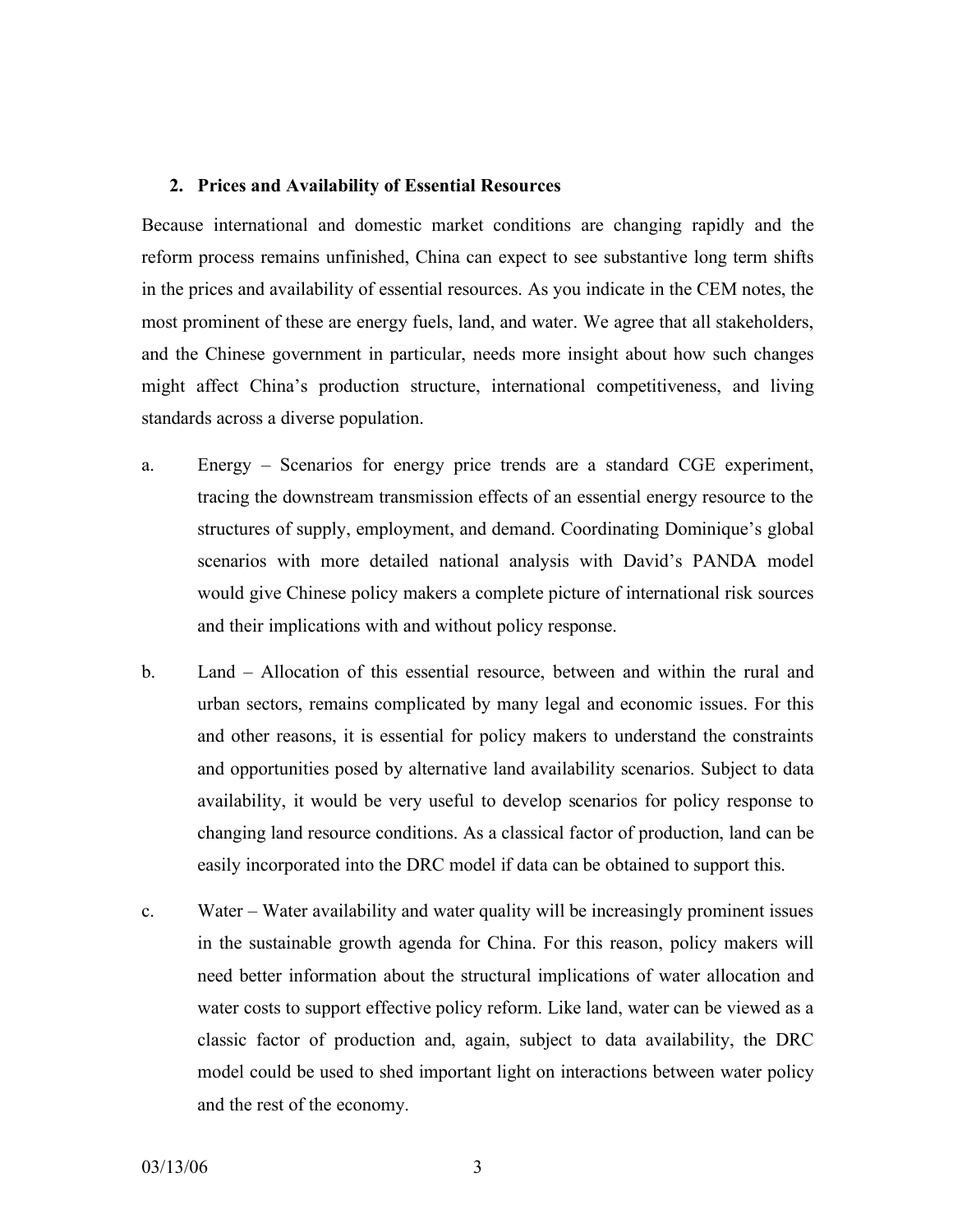## 2. Prices and Availability of Essential Resources

Because international and domestic market conditions are changing rapidly and the reform process remains unfinished, China can expect to see substantive long term shifts in the prices and availability of essential resources. As you indicate in the CEM notes, the most prominent of these are energy fuels, land, and water. We agree that all stakeholders, and the Chinese government in particular, needs more insight about how such changes might affect China's production structure, international competitiveness, and living standards across a diverse population.

a. Energy – Scenarios for energy price trends are a standard CGE experiment, tracing the downstream transmission effects of an essential energy resource to the structures of supply, employment, and demand. Coordinating Dominique's global scenarios with more detailed national analysis with David's PANDA model would give Chinese policy makers a complete picture of international risk sources and their implications with and without policy response.

b. Land – Allocation of this essential resource, between and within the rural and urban sectors, remains complicated by many legal and economic issues. For this and other reasons, it is essential for policy makers to understand the constraints and opportunities posed by alternative land availability scenarios. Subject to data availability, it would be very useful to develop scenarios for policy response to changing land resource conditions. As a classical factor of production, land can be easily incorporated into the DRC model if data can be obtained to support this.

c. Water – Water availability and water quality will be increasingly prominent issues in the sustainable growth agenda for China. For this reason, policy makers will need better information about the structural implications of water allocation and water costs to support effective policy reform. Like land, water can be viewed as a classic factor of production and, again, subject to data availability, the DRC model could be used to shed important light on interactions between water policy and the rest of the economy.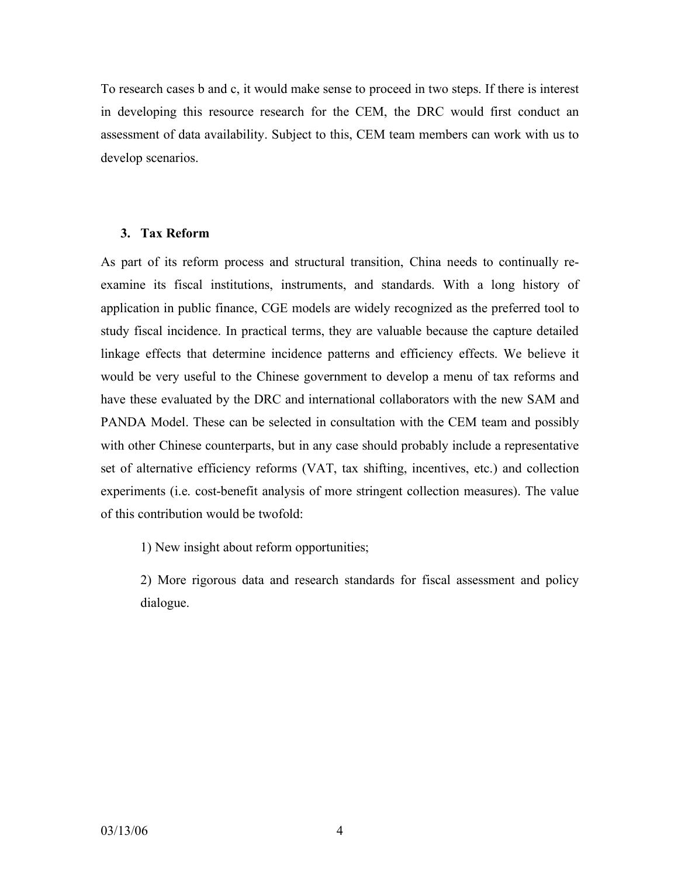To research cases b and c, it would make sense to proceed in two steps. If there is interest in developing this resource research for the CEM, the DRC would first conduct an assessment of data availability. Subject to this, CEM team members can work with us to develop scenarios.

## 3. Tax Reform

As part of its reform process and structural transition, China needs to continually re-examine its fiscal institutions, instruments, and standards. With a long history of application in public finance, CGE models are widely recognized as the preferred tool to study fiscal incidence. In practical terms, they are valuable because the capture detailed linkage effects that determine incidence patterns and efficiency effects. We believe it would be very useful to the Chinese government to develop a menu of tax reforms and have these evaluated by the DRC and international collaborators with the new SAM and PANDA Model. These can be selected in consultation with the CEM team and possibly with other Chinese counterparts, but in any case should probably include a representative set of alternative efficiency reforms (VAT, tax shifting, incentives, etc.) and collection experiments (i.e. cost-benefit analysis of more stringent collection measures). The value of this contribution would be twofold:

1) New insight about reform opportunities;

2) More rigorous data and research standards for fiscal assessment and policy dialogue.

03/13/06